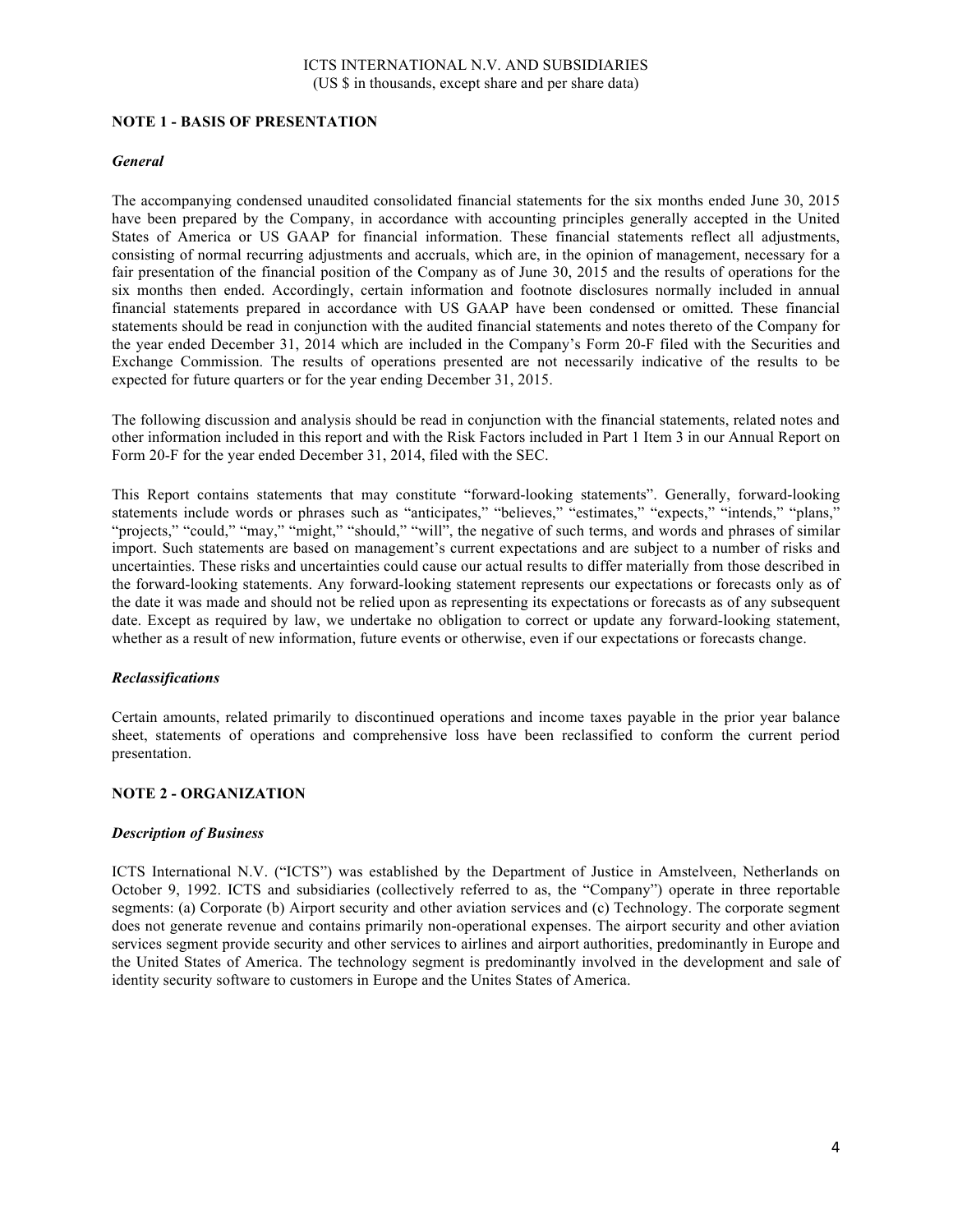ICTS INTERNATIONAL N.V. AND SUBSIDIARIES
(US $ in thousands, except share and per share data)

## NOTE 1 - BASIS OF PRESENTATION

### *General*

The accompanying condensed unaudited consolidated financial statements for the six months ended June 30, 2015 have been prepared by the Company, in accordance with accounting principles generally accepted in the United States of America or US GAAP for financial information. These financial statements reflect all adjustments, consisting of normal recurring adjustments and accruals, which are, in the opinion of management, necessary for a fair presentation of the financial position of the Company as of June 30, 2015 and the results of operations for the six months then ended. Accordingly, certain information and footnote disclosures normally included in annual financial statements prepared in accordance with US GAAP have been condensed or omitted. These financial statements should be read in conjunction with the audited financial statements and notes thereto of the Company for the year ended December 31, 2014 which are included in the Company's Form 20-F filed with the Securities and Exchange Commission. The results of operations presented are not necessarily indicative of the results to be expected for future quarters or for the year ending December 31, 2015.

The following discussion and analysis should be read in conjunction with the financial statements, related notes and other information included in this report and with the Risk Factors included in Part 1 Item 3 in our Annual Report on Form 20-F for the year ended December 31, 2014, filed with the SEC.

This Report contains statements that may constitute "forward-looking statements". Generally, forward-looking statements include words or phrases such as "anticipates," "believes," "estimates," "expects," "intends," "plans," "projects," "could," "may," "might," "should," "will", the negative of such terms, and words and phrases of similar import. Such statements are based on management's current expectations and are subject to a number of risks and uncertainties. These risks and uncertainties could cause our actual results to differ materially from those described in the forward-looking statements. Any forward-looking statement represents our expectations or forecasts only as of the date it was made and should not be relied upon as representing its expectations or forecasts as of any subsequent date. Except as required by law, we undertake no obligation to correct or update any forward-looking statement, whether as a result of new information, future events or otherwise, even if our expectations or forecasts change.

### *Reclassifications*

Certain amounts, related primarily to discontinued operations and income taxes payable in the prior year balance sheet, statements of operations and comprehensive loss have been reclassified to conform the current period presentation.

## NOTE 2 - ORGANIZATION

### *Description of Business*

ICTS International N.V. ("ICTS") was established by the Department of Justice in Amstelveen, Netherlands on October 9, 1992. ICTS and subsidiaries (collectively referred to as, the "Company") operate in three reportable segments: (a) Corporate (b) Airport security and other aviation services and (c) Technology. The corporate segment does not generate revenue and contains primarily non-operational expenses. The airport security and other aviation services segment provide security and other services to airlines and airport authorities, predominantly in Europe and the United States of America. The technology segment is predominantly involved in the development and sale of identity security software to customers in Europe and the Unites States of America.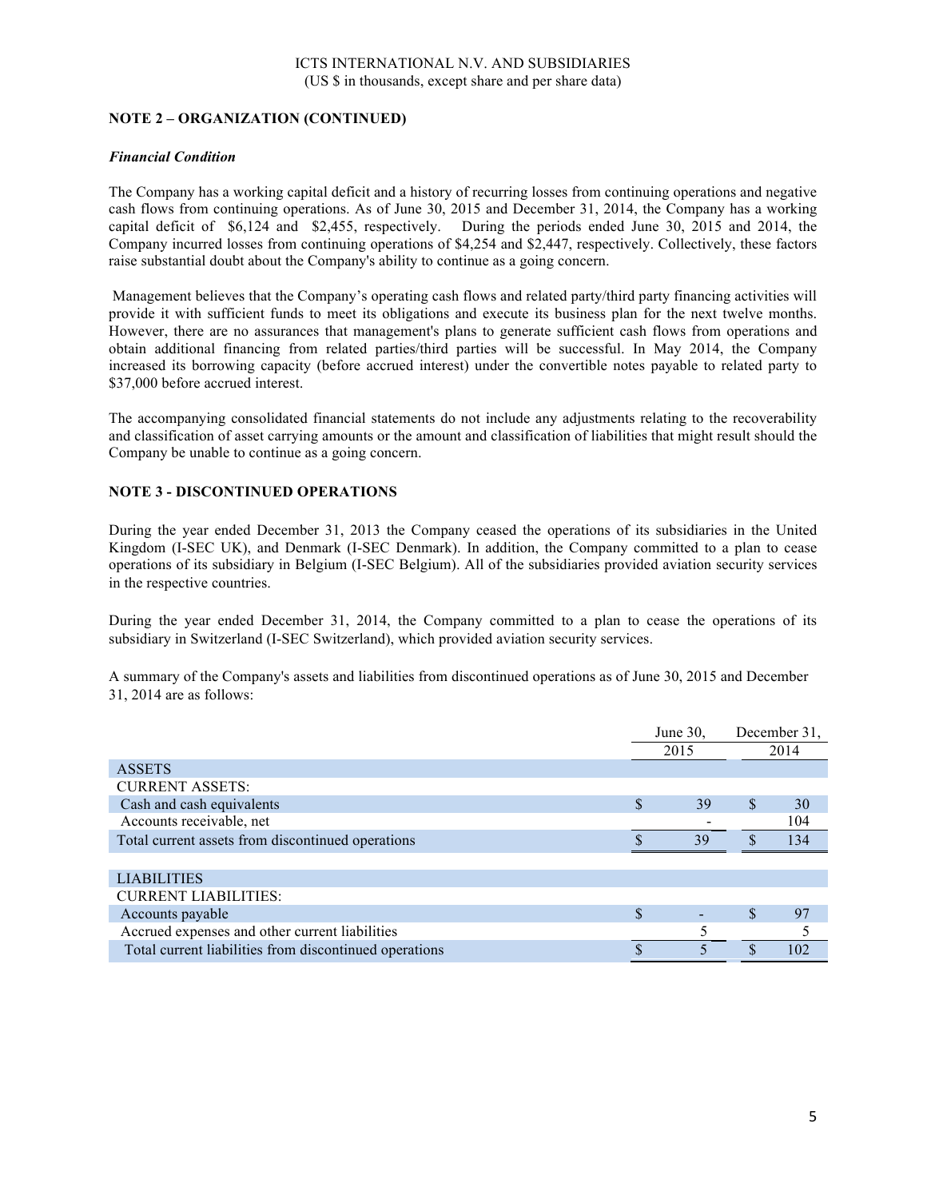ICTS INTERNATIONAL N.V. AND SUBSIDIARIES
(US $ in thousands, except share and per share data)

## NOTE 2 – ORGANIZATION (CONTINUED)

### *Financial Condition*

The Company has a working capital deficit and a history of recurring losses from continuing operations and negative cash flows from continuing operations. As of June 30, 2015 and December 31, 2014, the Company has a working capital deficit of $6,124 and $2,455, respectively. During the periods ended June 30, 2015 and 2014, the Company incurred losses from continuing operations of $4,254 and $2,447, respectively. Collectively, these factors raise substantial doubt about the Company's ability to continue as a going concern.

Management believes that the Company's operating cash flows and related party/third party financing activities will provide it with sufficient funds to meet its obligations and execute its business plan for the next twelve months. However, there are no assurances that management's plans to generate sufficient cash flows from operations and obtain additional financing from related parties/third parties will be successful. In May 2014, the Company increased its borrowing capacity (before accrued interest) under the convertible notes payable to related party to $37,000 before accrued interest.

The accompanying consolidated financial statements do not include any adjustments relating to the recoverability and classification of asset carrying amounts or the amount and classification of liabilities that might result should the Company be unable to continue as a going concern.

## NOTE 3 - DISCONTINUED OPERATIONS

During the year ended December 31, 2013 the Company ceased the operations of its subsidiaries in the United Kingdom (I-SEC UK), and Denmark (I-SEC Denmark). In addition, the Company committed to a plan to cease operations of its subsidiary in Belgium (I-SEC Belgium). All of the subsidiaries provided aviation security services in the respective countries.

During the year ended December 31, 2014, the Company committed to a plan to cease the operations of its subsidiary in Switzerland (I-SEC Switzerland), which provided aviation security services.

A summary of the Company's assets and liabilities from discontinued operations as of June 30, 2015 and December 31, 2014 are as follows:

| | June 30, 2015 | December 31, 2014 |
|---|---|---|
| ASSETS | | |
| CURRENT ASSETS: | | |
| Cash and cash equivalents | $ 39 | $ 30 |
| Accounts receivable, net | - | 104 |
| Total current assets from discontinued operations | $ 39 | $ 134 |
| | | |
| LIABILITIES | | |
| CURRENT LIABILITIES: | | |
| Accounts payable | $ - | $ 97 |
| Accrued expenses and other current liabilities | 5 | 5 |
| Total current liabilities from discontinued operations | $ 5 | $ 102 |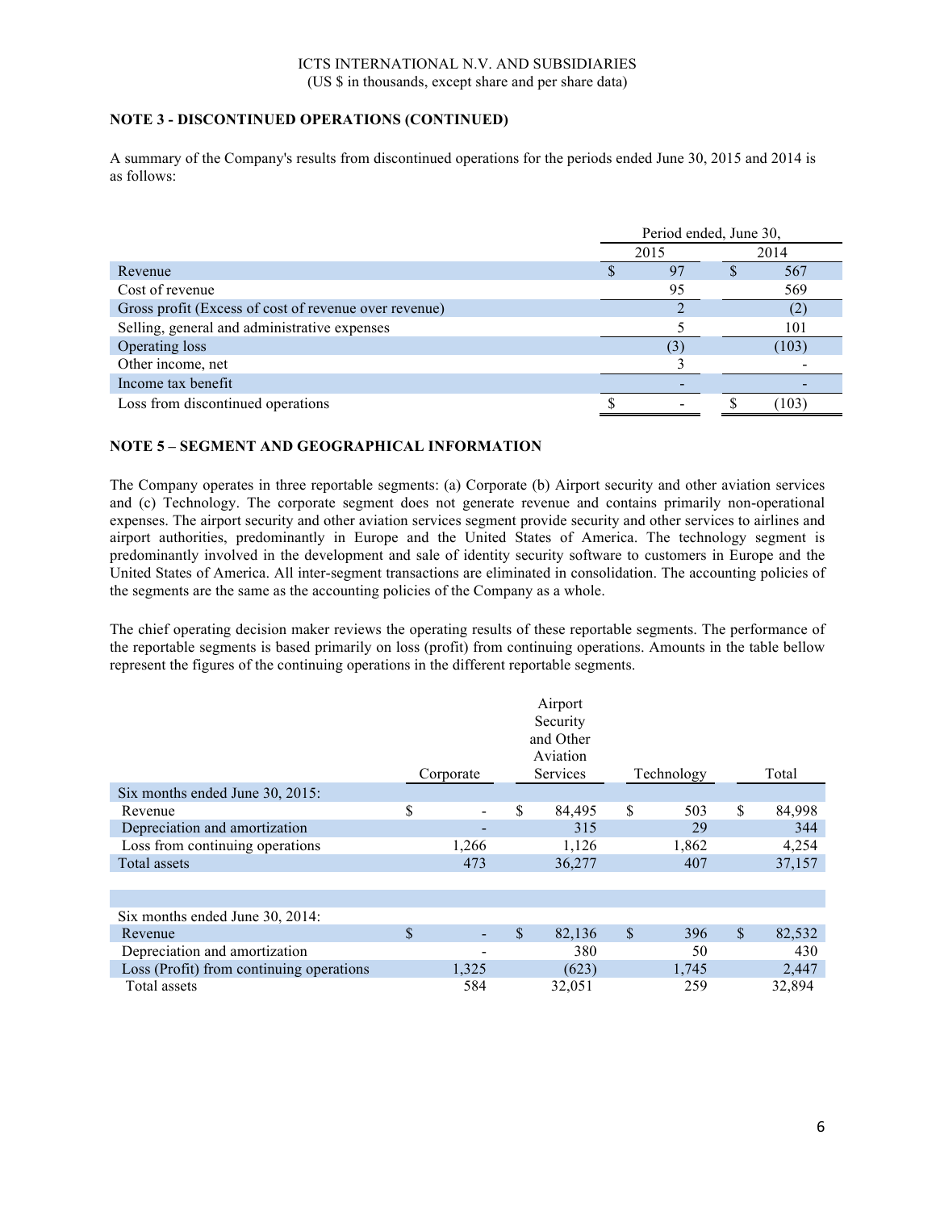ICTS INTERNATIONAL N.V. AND SUBSIDIARIES
(US $ in thousands, except share and per share data)

**NOTE 3 - DISCONTINUED OPERATIONS (CONTINUED)**

A summary of the Company's results from discontinued operations for the periods ended June 30, 2015 and 2014 is as follows:

| | Period ended, June 30, | |
|---|---|---|
| | 2015 | 2014 |
| Revenue | $ 97 | $ 567 |
| Cost of revenue | 95 | 569 |
| Gross profit (Excess of cost of revenue over revenue) | 2 | (2) |
| Selling, general and administrative expenses | 5 | 101 |
| Operating loss | (3) | (103) |
| Other income, net | 3 | - |
| Income tax benefit | - | - |
| Loss from discontinued operations | $ - | $ (103) |

**NOTE 5 – SEGMENT AND GEOGRAPHICAL INFORMATION**

The Company operates in three reportable segments: (a) Corporate (b) Airport security and other aviation services and (c) Technology. The corporate segment does not generate revenue and contains primarily non-operational expenses. The airport security and other aviation services segment provide security and other services to airlines and airport authorities, predominantly in Europe and the United States of America. The technology segment is predominantly involved in the development and sale of identity security software to customers in Europe and the United States of America. All inter-segment transactions are eliminated in consolidation. The accounting policies of the segments are the same as the accounting policies of the Company as a whole.

The chief operating decision maker reviews the operating results of these reportable segments. The performance of the reportable segments is based primarily on loss (profit) from continuing operations. Amounts in the table bellow represent the figures of the continuing operations in the different reportable segments.

| | Corporate | Airport Security and Other Aviation Services | Technology | Total |
|---|---|---|---|---|
| Six months ended June 30, 2015: | | | | |
| Revenue | $ - | $ 84,495 | $ 503 | $ 84,998 |
| Depreciation and amortization | - | 315 | 29 | 344 |
| Loss from continuing operations | 1,266 | 1,126 | 1,862 | 4,254 |
| Total assets | 473 | 36,277 | 407 | 37,157 |
| | | | | |
| Six months ended June 30, 2014: | | | | |
| Revenue | $ - | $ 82,136 | $ 396 | $ 82,532 |
| Depreciation and amortization | - | 380 | 50 | 430 |
| Loss (Profit) from continuing operations | 1,325 | (623) | 1,745 | 2,447 |
| Total assets | 584 | 32,051 | 259 | 32,894 |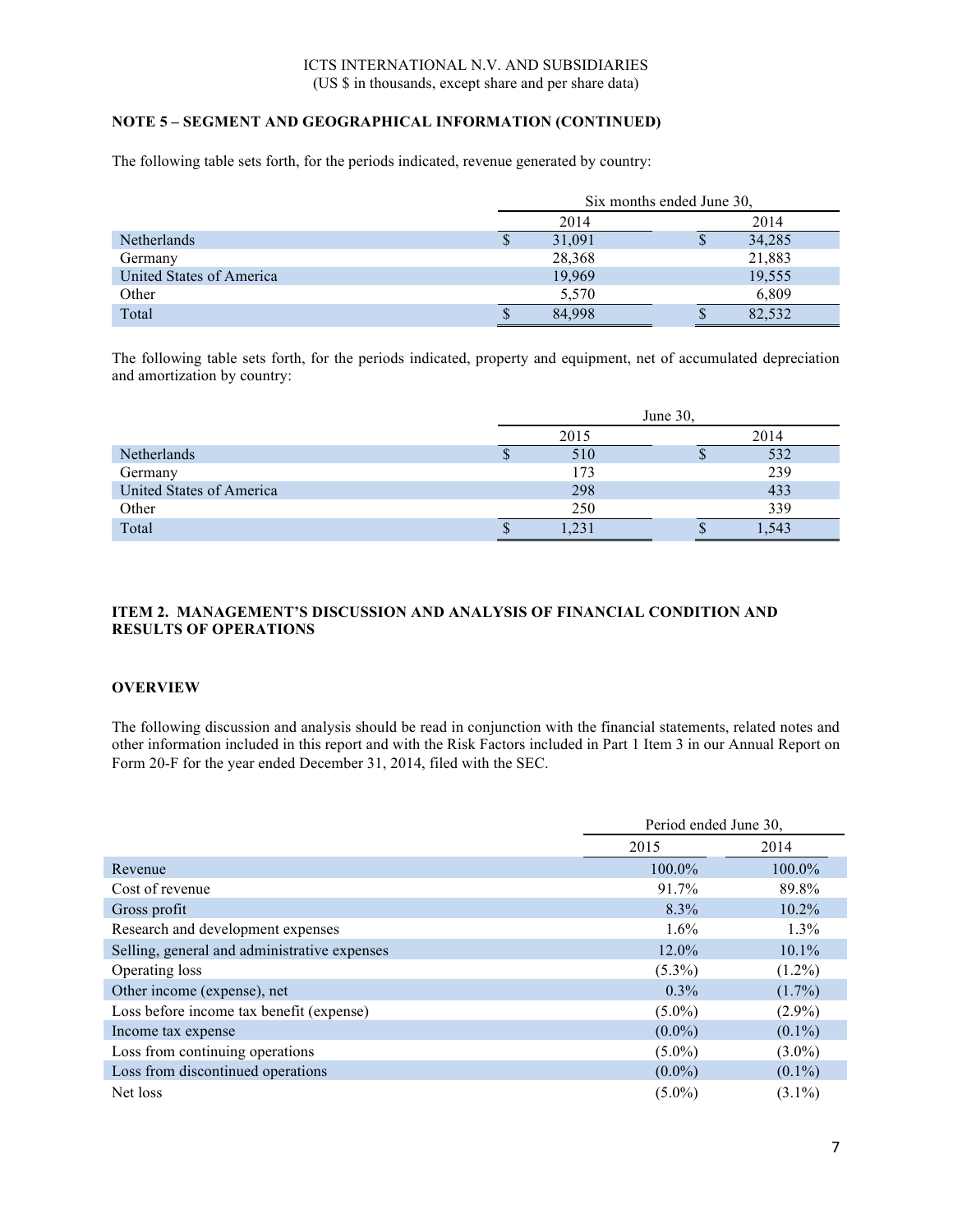ICTS INTERNATIONAL N.V. AND SUBSIDIARIES
(US $ in thousands, except share and per share data)

**NOTE 5 – SEGMENT AND GEOGRAPHICAL INFORMATION (CONTINUED)**

The following table sets forth, for the periods indicated, revenue generated by country:

| | Six months ended June 30, | |
|---|---|---|
| | 2014 | 2014 |
| Netherlands | $ 31,091 | $ 34,285 |
| Germany | 28,368 | 21,883 |
| United States of America | 19,969 | 19,555 |
| Other | 5,570 | 6,809 |
| Total | $ 84,998 | $ 82,532 |

The following table sets forth, for the periods indicated, property and equipment, net of accumulated depreciation and amortization by country:

| | June 30, | |
|---|---|---|
| | 2015 | 2014 |
| Netherlands | $ 510 | $ 532 |
| Germany | 173 | 239 |
| United States of America | 298 | 433 |
| Other | 250 | 339 |
| Total | $ 1,231 | $ 1,543 |

## ITEM 2. MANAGEMENT'S DISCUSSION AND ANALYSIS OF FINANCIAL CONDITION AND RESULTS OF OPERATIONS

### OVERVIEW

The following discussion and analysis should be read in conjunction with the financial statements, related notes and other information included in this report and with the Risk Factors included in Part 1 Item 3 in our Annual Report on Form 20-F for the year ended December 31, 2014, filed with the SEC.

| | Period ended June 30, | |
|---|---|---|
| | 2015 | 2014 |
| Revenue | 100.0% | 100.0% |
| Cost of revenue | 91.7% | 89.8% |
| Gross profit | 8.3% | 10.2% |
| Research and development expenses | 1.6% | 1.3% |
| Selling, general and administrative expenses | 12.0% | 10.1% |
| Operating loss | (5.3%) | (1.2%) |
| Other income (expense), net | 0.3% | (1.7%) |
| Loss before income tax benefit (expense) | (5.0%) | (2.9%) |
| Income tax expense | (0.0%) | (0.1%) |
| Loss from continuing operations | (5.0%) | (3.0%) |
| Loss from discontinued operations | (0.0%) | (0.1%) |
| Net loss | (5.0%) | (3.1%) |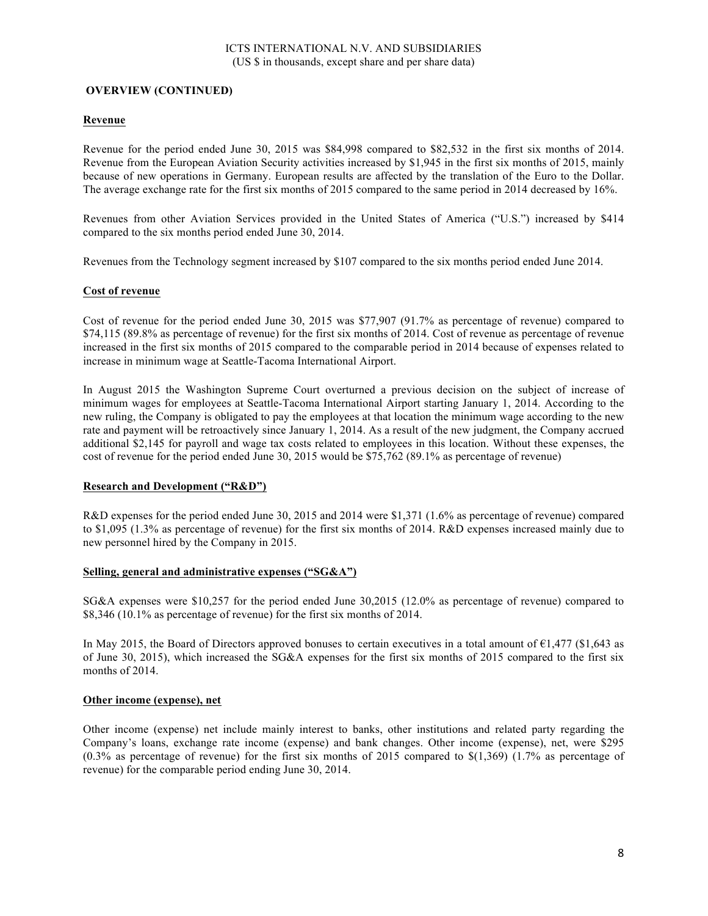**OVERVIEW (CONTINUED)**

**Revenue**

Revenue for the period ended June 30, 2015 was $84,998 compared to $82,532 in the first six months of 2014. Revenue from the European Aviation Security activities increased by $1,945 in the first six months of 2015, mainly because of new operations in Germany. European results are affected by the translation of the Euro to the Dollar. The average exchange rate for the first six months of 2015 compared to the same period in 2014 decreased by 16%.

Revenues from other Aviation Services provided in the United States of America ("U.S.") increased by $414 compared to the six months period ended June 30, 2014.

Revenues from the Technology segment increased by $107 compared to the six months period ended June 2014.

**Cost of revenue**

Cost of revenue for the period ended June 30, 2015 was $77,907 (91.7% as percentage of revenue) compared to $74,115 (89.8% as percentage of revenue) for the first six months of 2014. Cost of revenue as percentage of revenue increased in the first six months of 2015 compared to the comparable period in 2014 because of expenses related to increase in minimum wage at Seattle-Tacoma International Airport.

In August 2015 the Washington Supreme Court overturned a previous decision on the subject of increase of minimum wages for employees at Seattle-Tacoma International Airport starting January 1, 2014. According to the new ruling, the Company is obligated to pay the employees at that location the minimum wage according to the new rate and payment will be retroactively since January 1, 2014. As a result of the new judgment, the Company accrued additional $2,145 for payroll and wage tax costs related to employees in this location. Without these expenses, the cost of revenue for the period ended June 30, 2015 would be $75,762 (89.1% as percentage of revenue)

**Research and Development ("R&D")**

R&D expenses for the period ended June 30, 2015 and 2014 were $1,371 (1.6% as percentage of revenue) compared to $1,095 (1.3% as percentage of revenue) for the first six months of 2014. R&D expenses increased mainly due to new personnel hired by the Company in 2015.

**Selling, general and administrative expenses ("SG&A")**

SG&A expenses were $10,257 for the period ended June 30,2015 (12.0% as percentage of revenue) compared to $8,346 (10.1% as percentage of revenue) for the first six months of 2014.

In May 2015, the Board of Directors approved bonuses to certain executives in a total amount of €1,477 ($1,643 as of June 30, 2015), which increased the SG&A expenses for the first six months of 2015 compared to the first six months of 2014.

**Other income (expense), net**

Other income (expense) net include mainly interest to banks, other institutions and related party regarding the Company's loans, exchange rate income (expense) and bank changes. Other income (expense), net, were $295 (0.3% as percentage of revenue) for the first six months of 2015 compared to $(1,369) (1.7% as percentage of revenue) for the comparable period ending June 30, 2014.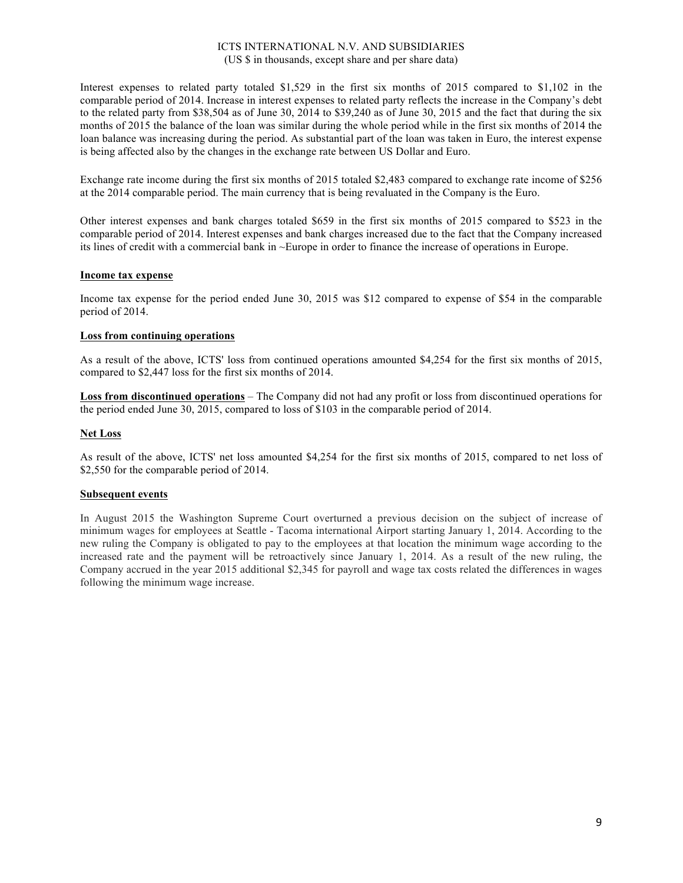Interest expenses to related party totaled $1,529 in the first six months of 2015 compared to $1,102 in the comparable period of 2014. Increase in interest expenses to related party reflects the increase in the Company's debt to the related party from $38,504 as of June 30, 2014 to $39,240 as of June 30, 2015 and the fact that during the six months of 2015 the balance of the loan was similar during the whole period while in the first six months of 2014 the loan balance was increasing during the period. As substantial part of the loan was taken in Euro, the interest expense is being affected also by the changes in the exchange rate between US Dollar and Euro.

Exchange rate income during the first six months of 2015 totaled $2,483 compared to exchange rate income of $256 at the 2014 comparable period. The main currency that is being revaluated in the Company is the Euro.

Other interest expenses and bank charges totaled $659 in the first six months of 2015 compared to $523 in the comparable period of 2014. Interest expenses and bank charges increased due to the fact that the Company increased its lines of credit with a commercial bank in ~Europe in order to finance the increase of operations in Europe.

**Income tax expense**

Income tax expense for the period ended June 30, 2015 was $12 compared to expense of $54 in the comparable period of 2014.

**Loss from continuing operations**

As a result of the above, ICTS' loss from continued operations amounted $4,254 for the first six months of 2015, compared to $2,447 loss for the first six months of 2014.

**Loss from discontinued operations** – The Company did not had any profit or loss from discontinued operations for the period ended June 30, 2015, compared to loss of $103 in the comparable period of 2014.

**Net Loss**

As result of the above, ICTS' net loss amounted $4,254 for the first six months of 2015, compared to net loss of $2,550 for the comparable period of 2014.

**Subsequent events**

In August 2015 the Washington Supreme Court overturned a previous decision on the subject of increase of minimum wages for employees at Seattle - Tacoma international Airport starting January 1, 2014. According to the new ruling the Company is obligated to pay to the employees at that location the minimum wage according to the increased rate and the payment will be retroactively since January 1, 2014. As a result of the new ruling, the Company accrued in the year 2015 additional $2,345 for payroll and wage tax costs related the differences in wages following the minimum wage increase.